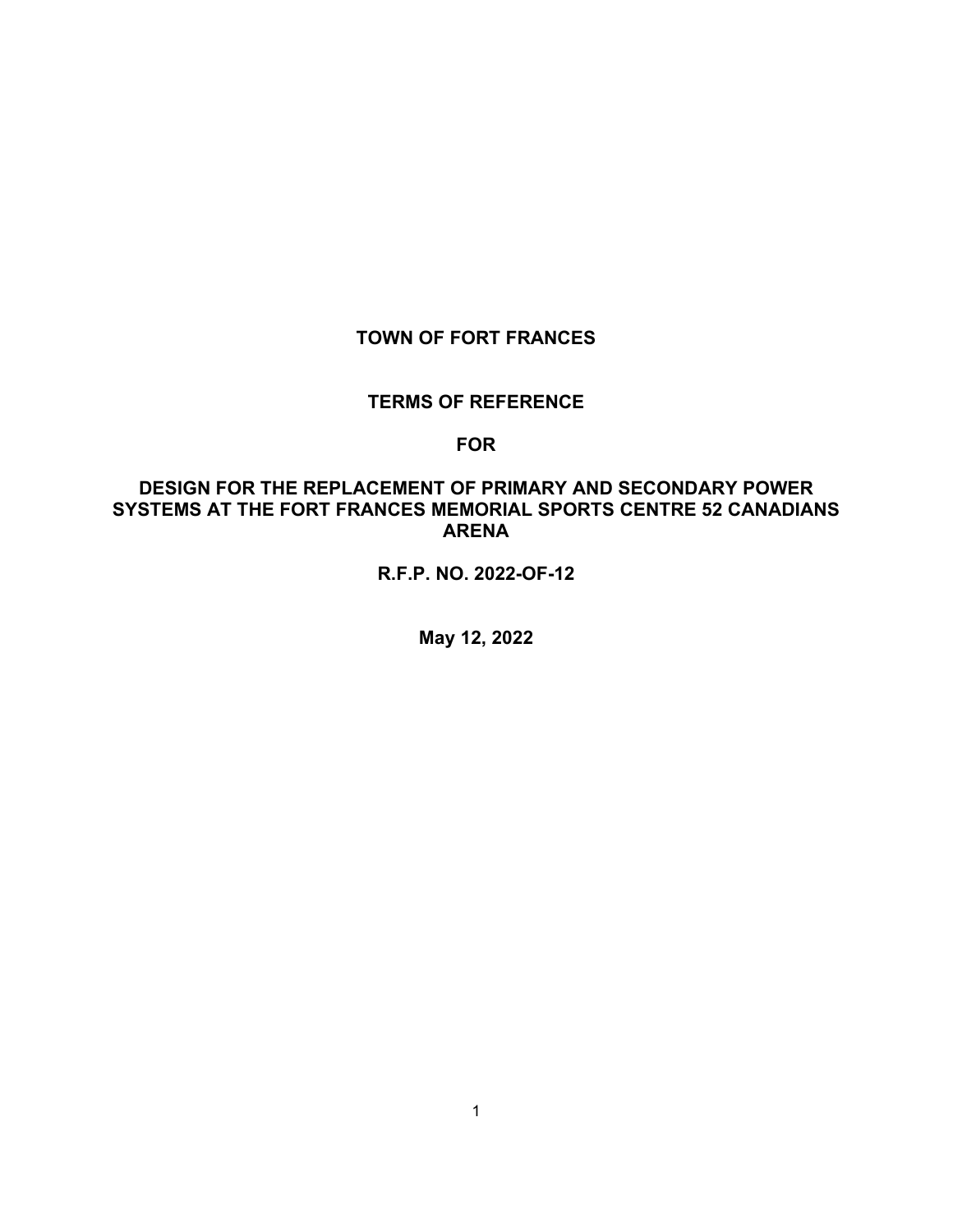# TOWN OF FORT FRANCES

## TERMS OF REFERENCE

## FOR

## DESIGN FOR THE REPLACEMENT OF PRIMARY AND SECONDARY POWER SYSTEMS AT THE FORT FRANCES MEMORIAL SPORTS CENTRE 52 CANADIANS ARENA

## R.F.P. NO. 2022-OF-12

**May 12, 2022**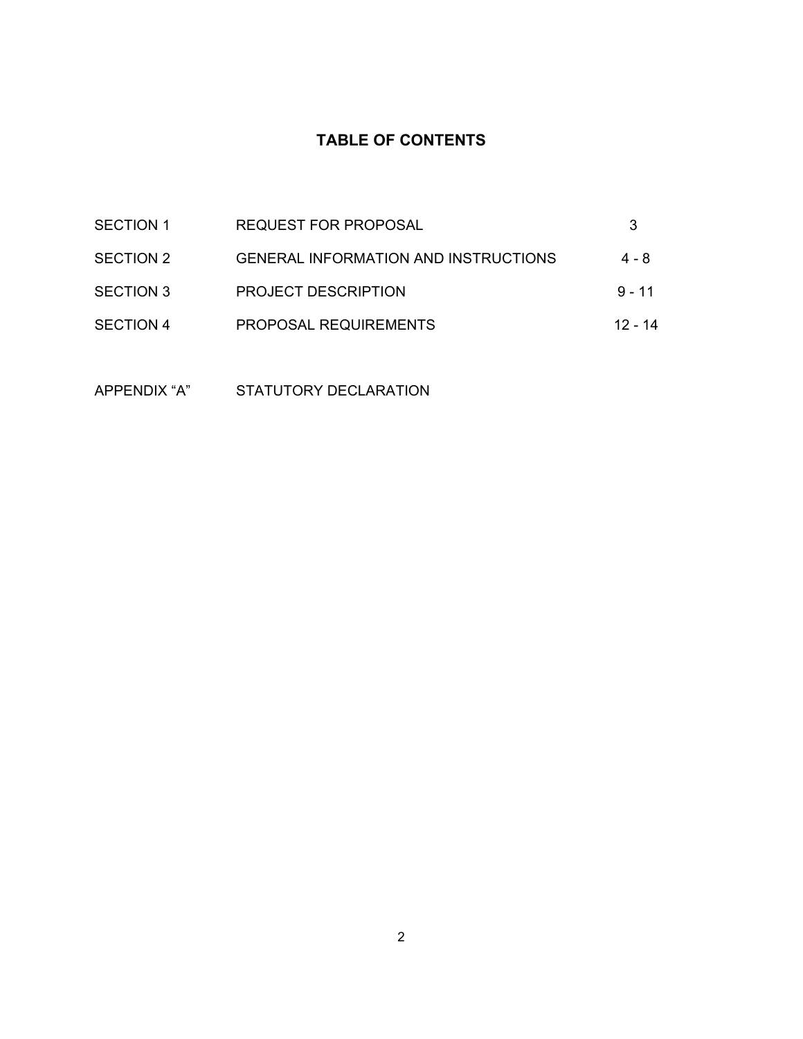# TABLE OF CONTENTS

| | | |
|---|---|---|
| SECTION 1 | REQUEST FOR PROPOSAL | 3 |
| SECTION 2 | GENERAL INFORMATION AND INSTRUCTIONS | 4 - 8 |
| SECTION 3 | PROJECT DESCRIPTION | 9 - 11 |
| SECTION 4 | PROPOSAL REQUIREMENTS | 12 - 14 |
| | | |
| APPENDIX "A" | STATUTORY DECLARATION | |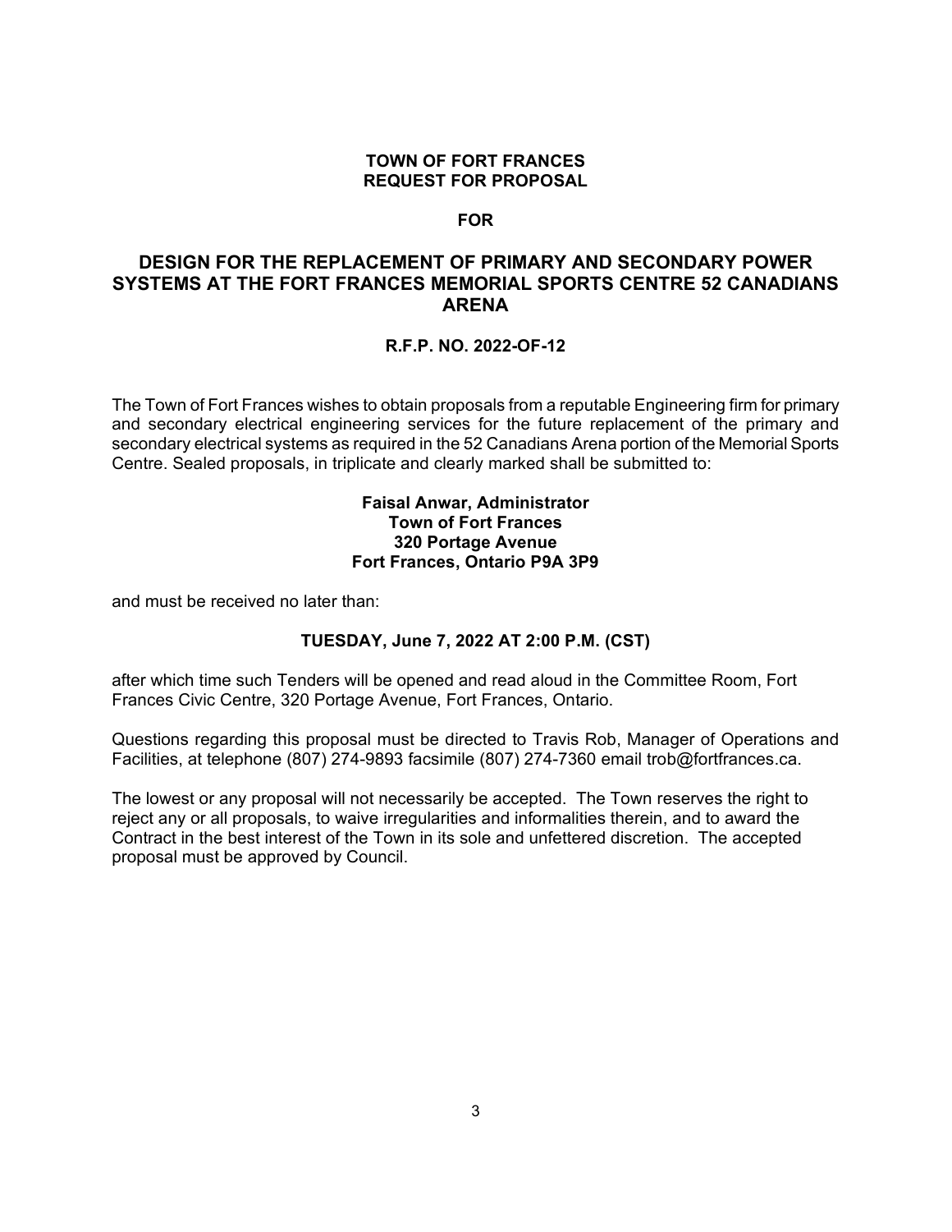**TOWN OF FORT FRANCES**
**REQUEST FOR PROPOSAL**

**FOR**

# DESIGN FOR THE REPLACEMENT OF PRIMARY AND SECONDARY POWER SYSTEMS AT THE FORT FRANCES MEMORIAL SPORTS CENTRE 52 CANADIANS ARENA

**R.F.P. NO. 2022-OF-12**

The Town of Fort Frances wishes to obtain proposals from a reputable Engineering firm for primary and secondary electrical engineering services for the future replacement of the primary and secondary electrical systems as required in the 52 Canadians Arena portion of the Memorial Sports Centre. Sealed proposals, in triplicate and clearly marked shall be submitted to:

**Faisal Anwar, Administrator**
**Town of Fort Frances**
**320 Portage Avenue**
**Fort Frances, Ontario P9A 3P9**

and must be received no later than:

**TUESDAY, June 7, 2022 AT 2:00 P.M. (CST)**

after which time such Tenders will be opened and read aloud in the Committee Room, Fort Frances Civic Centre, 320 Portage Avenue, Fort Frances, Ontario.

Questions regarding this proposal must be directed to Travis Rob, Manager of Operations and Facilities, at telephone (807) 274-9893 facsimile (807) 274-7360 email trob@fortfrances.ca.

The lowest or any proposal will not necessarily be accepted. The Town reserves the right to reject any or all proposals, to waive irregularities and informalities therein, and to award the Contract in the best interest of the Town in its sole and unfettered discretion. The accepted proposal must be approved by Council.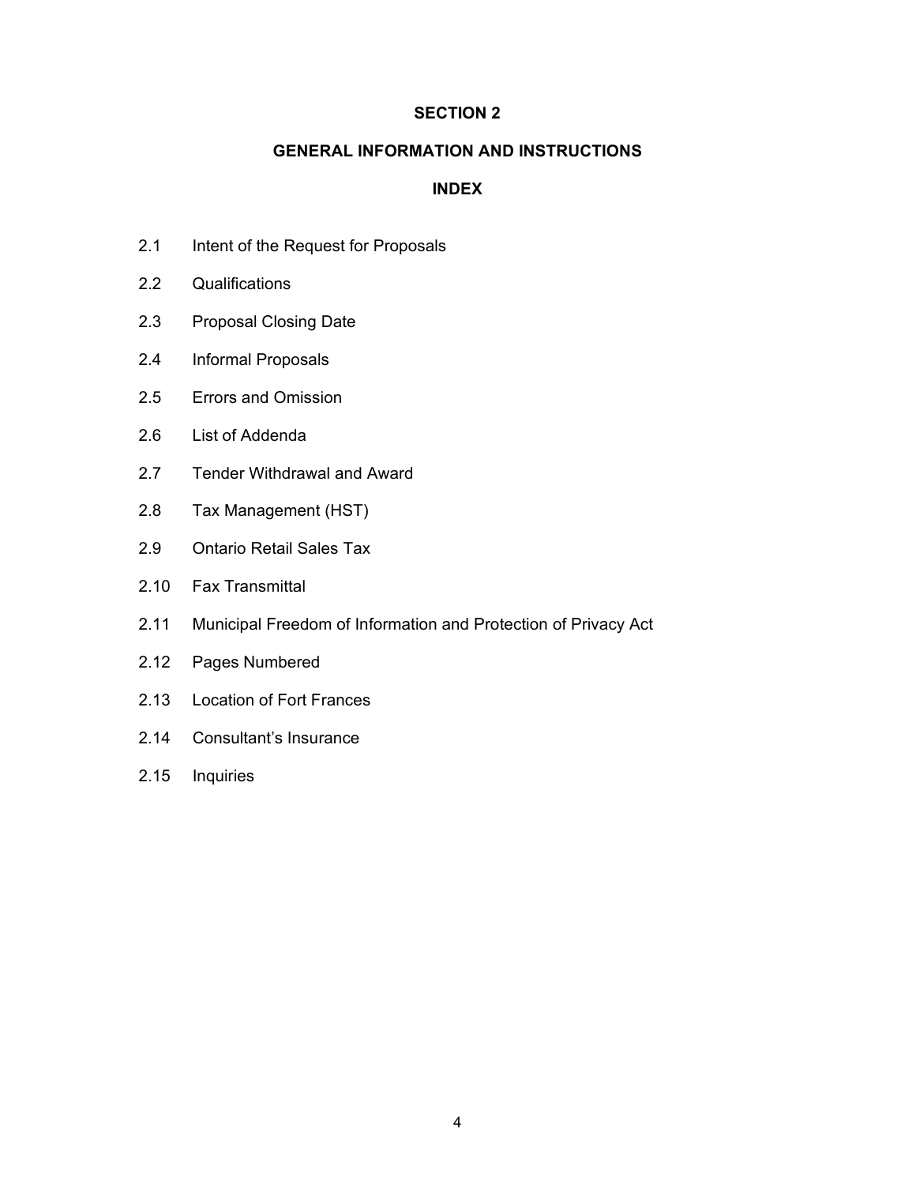# SECTION 2

## GENERAL INFORMATION AND INSTRUCTIONS

### INDEX

2.1 Intent of the Request for Proposals

2.2 Qualifications

2.3 Proposal Closing Date

2.4 Informal Proposals

2.5 Errors and Omission

2.6 List of Addenda

2.7 Tender Withdrawal and Award

2.8 Tax Management (HST)

2.9 Ontario Retail Sales Tax

2.10 Fax Transmittal

2.11 Municipal Freedom of Information and Protection of Privacy Act

2.12 Pages Numbered

2.13 Location of Fort Frances

2.14 Consultant's Insurance

2.15 Inquiries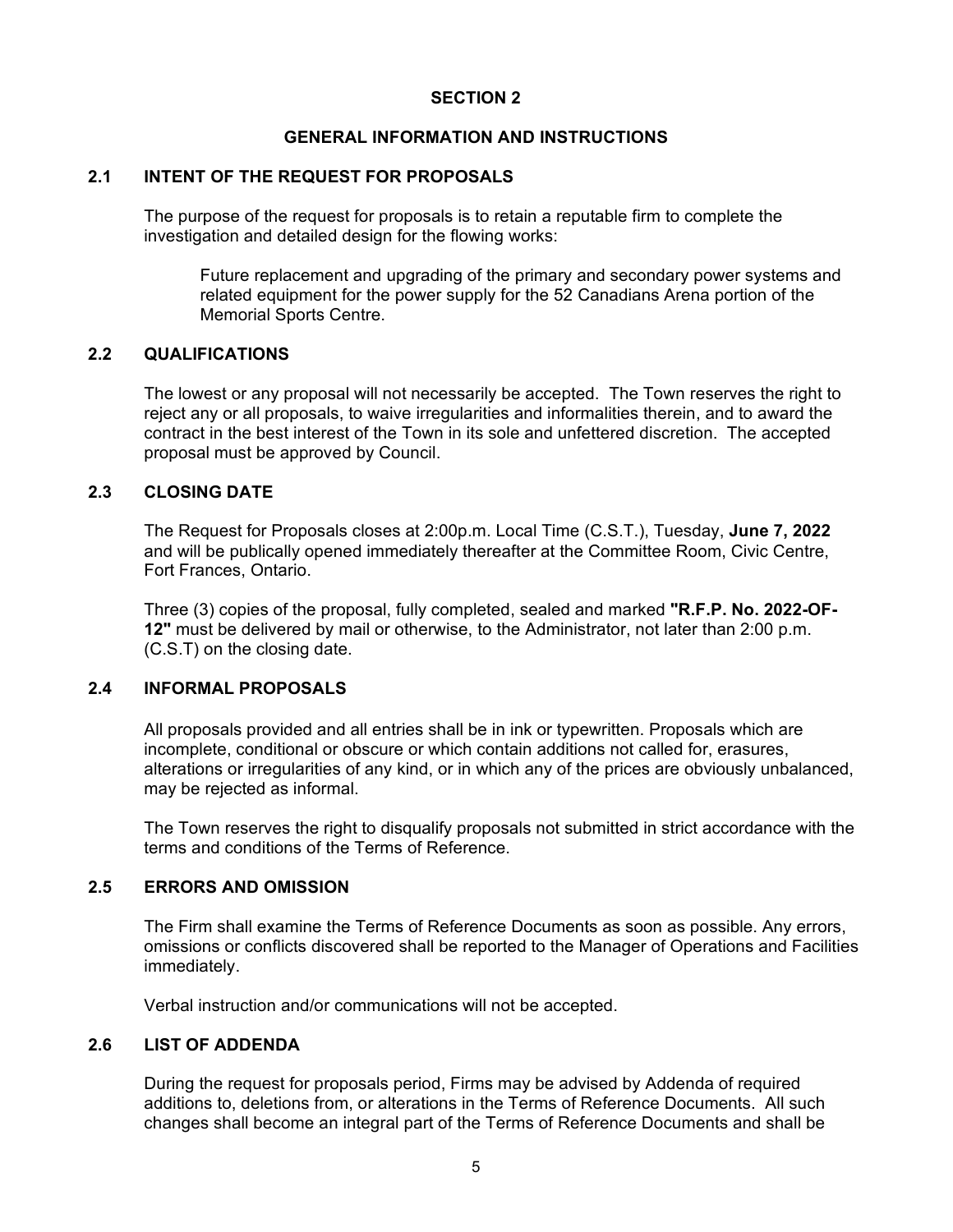# SECTION 2

## GENERAL INFORMATION AND INSTRUCTIONS

### 2.1 INTENT OF THE REQUEST FOR PROPOSALS

The purpose of the request for proposals is to retain a reputable firm to complete the investigation and detailed design for the flowing works:

> Future replacement and upgrading of the primary and secondary power systems and related equipment for the power supply for the 52 Canadians Arena portion of the Memorial Sports Centre.

### 2.2 QUALIFICATIONS

The lowest or any proposal will not necessarily be accepted. The Town reserves the right to reject any or all proposals, to waive irregularities and informalities therein, and to award the contract in the best interest of the Town in its sole and unfettered discretion. The accepted proposal must be approved by Council.

### 2.3 CLOSING DATE

The Request for Proposals closes at 2:00p.m. Local Time (C.S.T.), Tuesday, **June 7, 2022** and will be publically opened immediately thereafter at the Committee Room, Civic Centre, Fort Frances, Ontario.

Three (3) copies of the proposal, fully completed, sealed and marked **"R.F.P. No. 2022-OF-12"** must be delivered by mail or otherwise, to the Administrator, not later than 2:00 p.m. (C.S.T) on the closing date.

### 2.4 INFORMAL PROPOSALS

All proposals provided and all entries shall be in ink or typewritten. Proposals which are incomplete, conditional or obscure or which contain additions not called for, erasures, alterations or irregularities of any kind, or in which any of the prices are obviously unbalanced, may be rejected as informal.

The Town reserves the right to disqualify proposals not submitted in strict accordance with the terms and conditions of the Terms of Reference.

### 2.5 ERRORS AND OMISSION

The Firm shall examine the Terms of Reference Documents as soon as possible. Any errors, omissions or conflicts discovered shall be reported to the Manager of Operations and Facilities immediately.

Verbal instruction and/or communications will not be accepted.

### 2.6 LIST OF ADDENDA

During the request for proposals period, Firms may be advised by Addenda of required additions to, deletions from, or alterations in the Terms of Reference Documents. All such changes shall become an integral part of the Terms of Reference Documents and shall be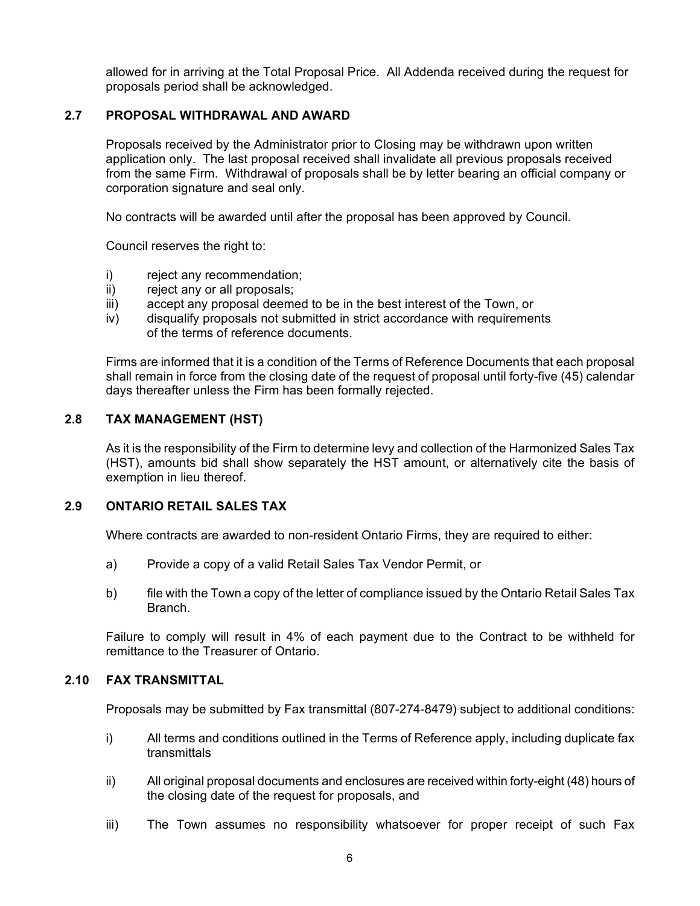allowed for in arriving at the Total Proposal Price. All Addenda received during the request for proposals period shall be acknowledged.

### 2.7 PROPOSAL WITHDRAWAL AND AWARD

Proposals received by the Administrator prior to Closing may be withdrawn upon written application only. The last proposal received shall invalidate all previous proposals received from the same Firm. Withdrawal of proposals shall be by letter bearing an official company or corporation signature and seal only.

No contracts will be awarded until after the proposal has been approved by Council.

Council reserves the right to:

i) reject any recommendation;
ii) reject any or all proposals;
iii) accept any proposal deemed to be in the best interest of the Town, or
iv) disqualify proposals not submitted in strict accordance with requirements of the terms of reference documents.

Firms are informed that it is a condition of the Terms of Reference Documents that each proposal shall remain in force from the closing date of the request of proposal until forty-five (45) calendar days thereafter unless the Firm has been formally rejected.

### 2.8 TAX MANAGEMENT (HST)

As it is the responsibility of the Firm to determine levy and collection of the Harmonized Sales Tax (HST), amounts bid shall show separately the HST amount, or alternatively cite the basis of exemption in lieu thereof.

### 2.9 ONTARIO RETAIL SALES TAX

Where contracts are awarded to non-resident Ontario Firms, they are required to either:

a) Provide a copy of a valid Retail Sales Tax Vendor Permit, or

b) file with the Town a copy of the letter of compliance issued by the Ontario Retail Sales Tax Branch.

Failure to comply will result in 4% of each payment due to the Contract to be withheld for remittance to the Treasurer of Ontario.

### 2.10 FAX TRANSMITTAL

Proposals may be submitted by Fax transmittal (807-274-8479) subject to additional conditions:

i) All terms and conditions outlined in the Terms of Reference apply, including duplicate fax transmittals

ii) All original proposal documents and enclosures are received within forty-eight (48) hours of the closing date of the request for proposals, and

iii) The Town assumes no responsibility whatsoever for proper receipt of such Fax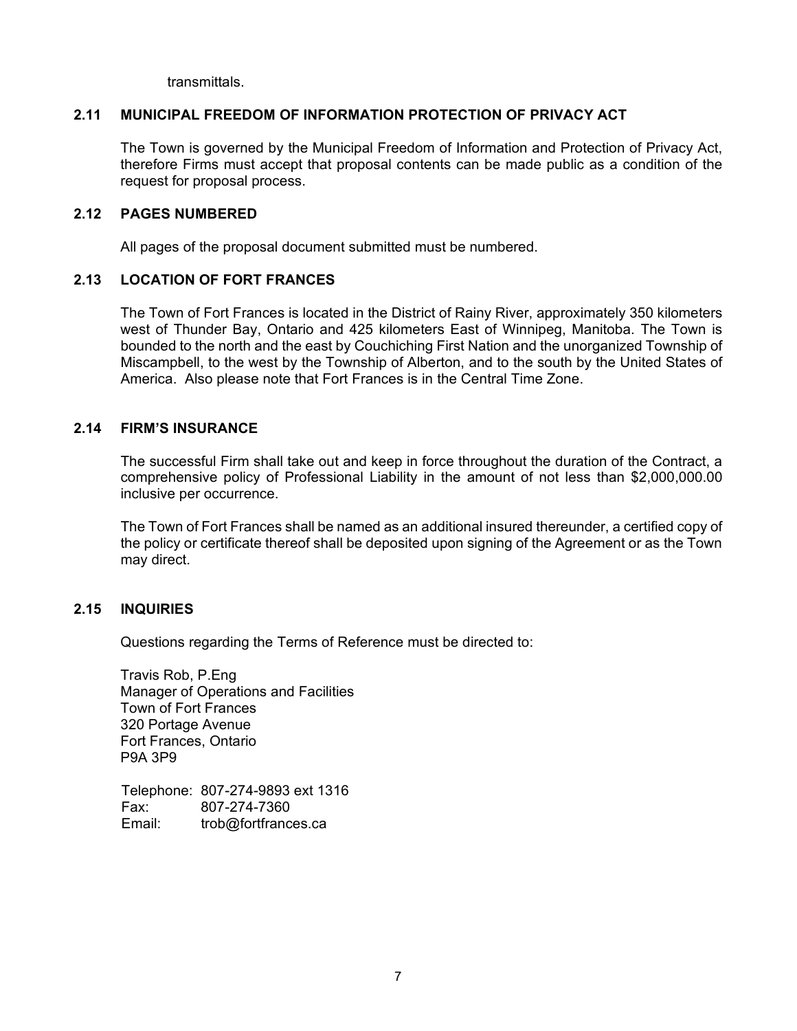transmittals.

## 2.11 MUNICIPAL FREEDOM OF INFORMATION PROTECTION OF PRIVACY ACT

The Town is governed by the Municipal Freedom of Information and Protection of Privacy Act, therefore Firms must accept that proposal contents can be made public as a condition of the request for proposal process.

## 2.12 PAGES NUMBERED

All pages of the proposal document submitted must be numbered.

## 2.13 LOCATION OF FORT FRANCES

The Town of Fort Frances is located in the District of Rainy River, approximately 350 kilometers west of Thunder Bay, Ontario and 425 kilometers East of Winnipeg, Manitoba. The Town is bounded to the north and the east by Couchiching First Nation and the unorganized Township of Miscampbell, to the west by the Township of Alberton, and to the south by the United States of America. Also please note that Fort Frances is in the Central Time Zone.

## 2.14 FIRM'S INSURANCE

The successful Firm shall take out and keep in force throughout the duration of the Contract, a comprehensive policy of Professional Liability in the amount of not less than $2,000,000.00 inclusive per occurrence.

The Town of Fort Frances shall be named as an additional insured thereunder, a certified copy of the policy or certificate thereof shall be deposited upon signing of the Agreement or as the Town may direct.

## 2.15 INQUIRIES

Questions regarding the Terms of Reference must be directed to:

Travis Rob, P.Eng  
Manager of Operations and Facilities  
Town of Fort Frances  
320 Portage Avenue  
Fort Frances, Ontario  
P9A 3P9

Telephone: 807-274-9893 ext 1316  
Fax: 807-274-7360  
Email: trob@fortfrances.ca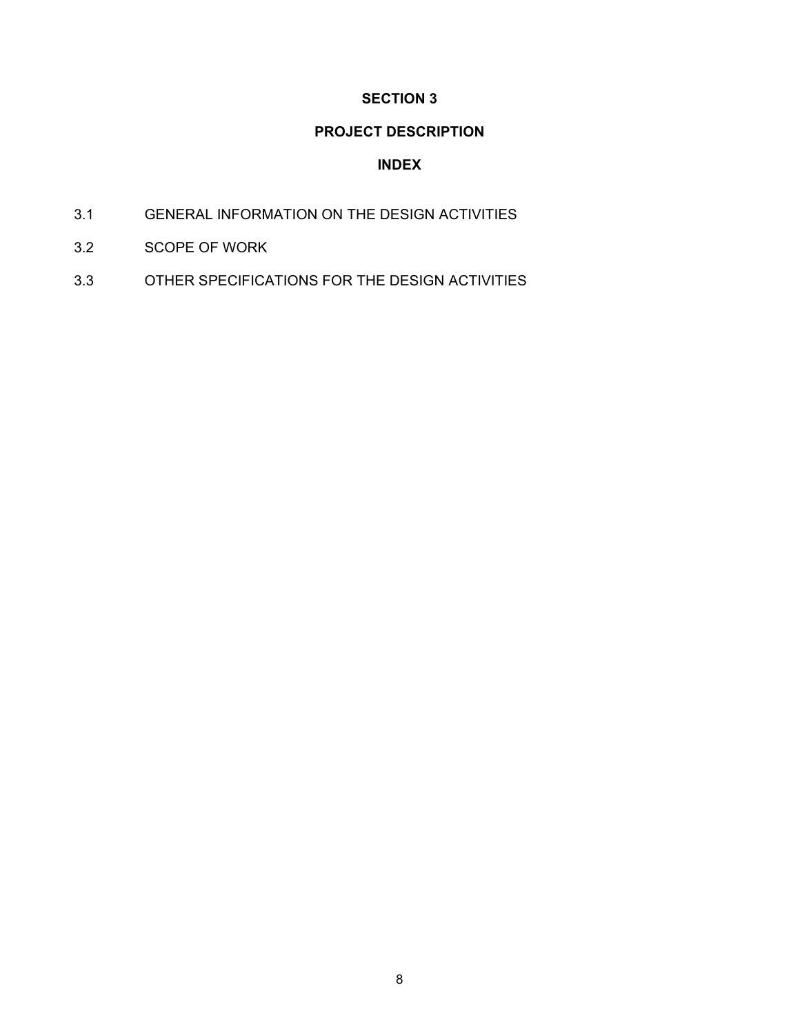# SECTION 3

## PROJECT DESCRIPTION

### INDEX

3.1 GENERAL INFORMATION ON THE DESIGN ACTIVITIES

3.2 SCOPE OF WORK

3.3 OTHER SPECIFICATIONS FOR THE DESIGN ACTIVITIES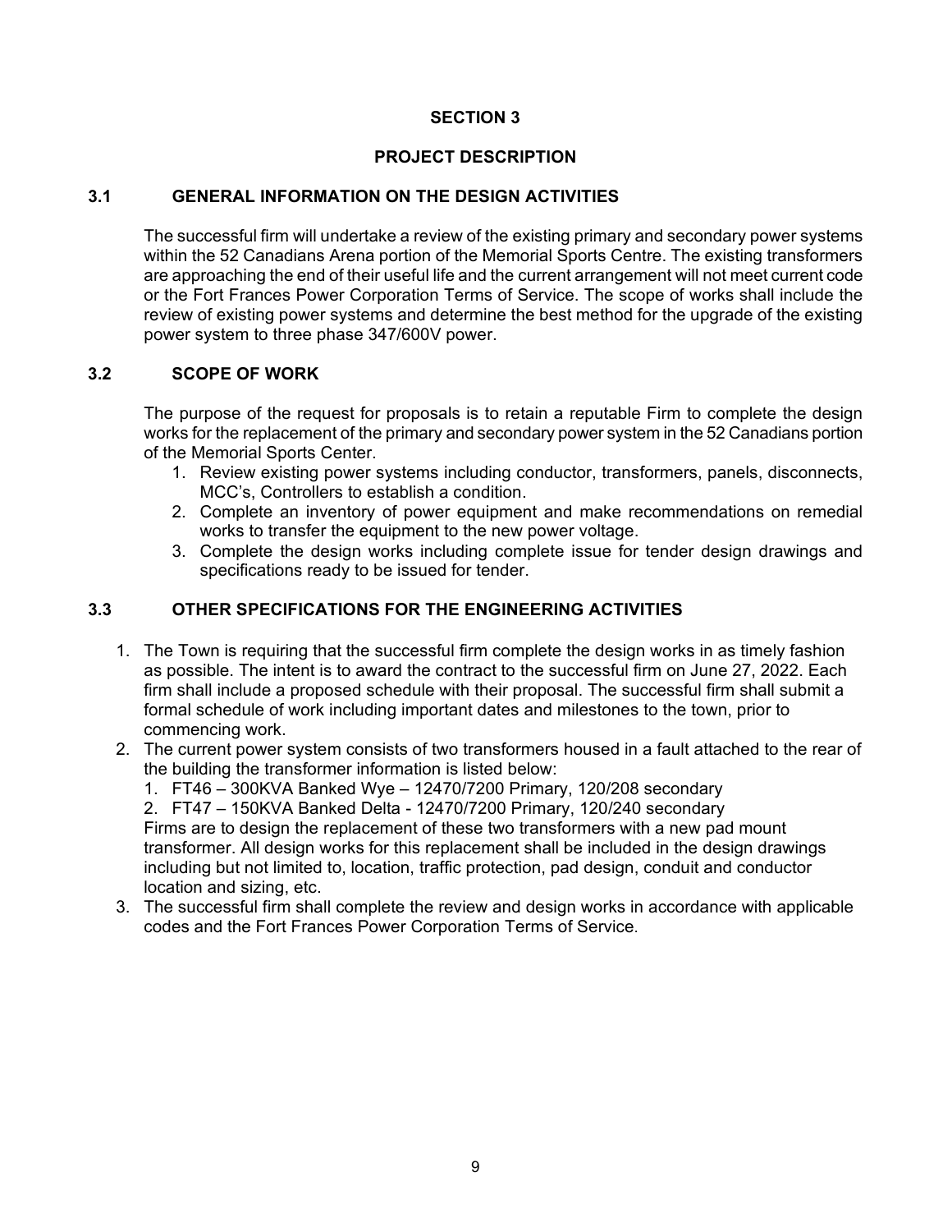# SECTION 3

## PROJECT DESCRIPTION

### 3.1 GENERAL INFORMATION ON THE DESIGN ACTIVITIES

The successful firm will undertake a review of the existing primary and secondary power systems within the 52 Canadians Arena portion of the Memorial Sports Centre. The existing transformers are approaching the end of their useful life and the current arrangement will not meet current code or the Fort Frances Power Corporation Terms of Service. The scope of works shall include the review of existing power systems and determine the best method for the upgrade of the existing power system to three phase 347/600V power.

### 3.2 SCOPE OF WORK

The purpose of the request for proposals is to retain a reputable Firm to complete the design works for the replacement of the primary and secondary power system in the 52 Canadians portion of the Memorial Sports Center.

1. Review existing power systems including conductor, transformers, panels, disconnects, MCC's, Controllers to establish a condition.
2. Complete an inventory of power equipment and make recommendations on remedial works to transfer the equipment to the new power voltage.
3. Complete the design works including complete issue for tender design drawings and specifications ready to be issued for tender.

### 3.3 OTHER SPECIFICATIONS FOR THE ENGINEERING ACTIVITIES

1. The Town is requiring that the successful firm complete the design works in as timely fashion as possible. The intent is to award the contract to the successful firm on June 27, 2022. Each firm shall include a proposed schedule with their proposal. The successful firm shall submit a formal schedule of work including important dates and milestones to the town, prior to commencing work.
2. The current power system consists of two transformers housed in a fault attached to the rear of the building the transformer information is listed below:
   1. FT46 – 300KVA Banked Wye – 12470/7200 Primary, 120/208 secondary
   2. FT47 – 150KVA Banked Delta - 12470/7200 Primary, 120/240 secondary

   Firms are to design the replacement of these two transformers with a new pad mount transformer. All design works for this replacement shall be included in the design drawings including but not limited to, location, traffic protection, pad design, conduit and conductor location and sizing, etc.
3. The successful firm shall complete the review and design works in accordance with applicable codes and the Fort Frances Power Corporation Terms of Service.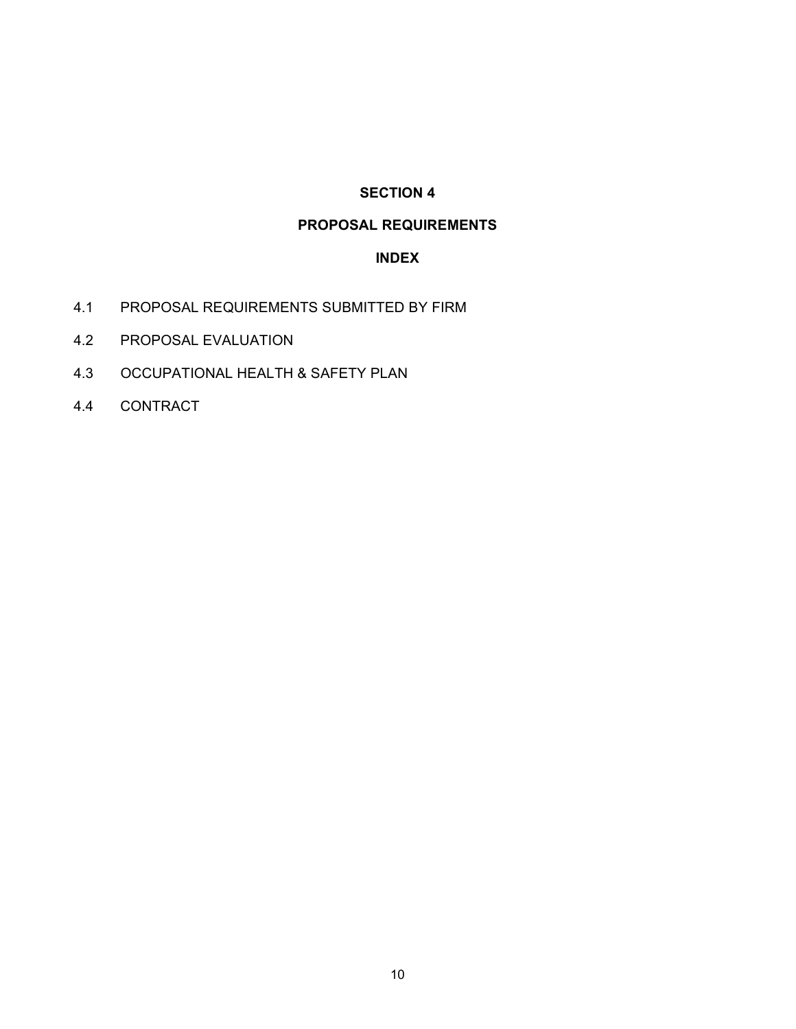# SECTION 4

## PROPOSAL REQUIREMENTS

### INDEX

4.1 PROPOSAL REQUIREMENTS SUBMITTED BY FIRM

4.2 PROPOSAL EVALUATION

4.3 OCCUPATIONAL HEALTH & SAFETY PLAN

4.4 CONTRACT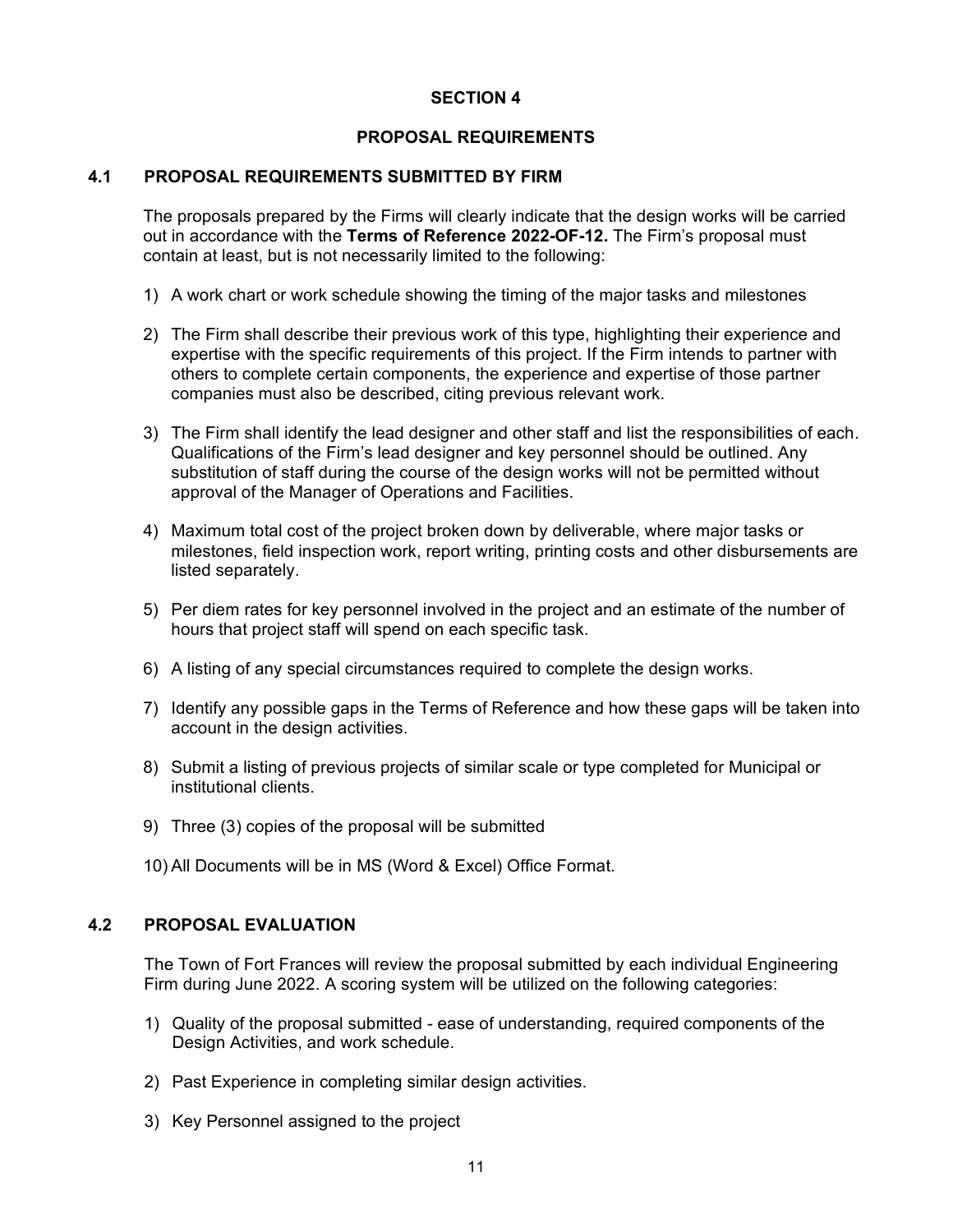# SECTION 4

# PROPOSAL REQUIREMENTS

## 4.1 PROPOSAL REQUIREMENTS SUBMITTED BY FIRM

The proposals prepared by the Firms will clearly indicate that the design works will be carried out in accordance with the **Terms of Reference 2022-OF-12.** The Firm's proposal must contain at least, but is not necessarily limited to the following:

1) A work chart or work schedule showing the timing of the major tasks and milestones
2) The Firm shall describe their previous work of this type, highlighting their experience and expertise with the specific requirements of this project. If the Firm intends to partner with others to complete certain components, the experience and expertise of those partner companies must also be described, citing previous relevant work.
3) The Firm shall identify the lead designer and other staff and list the responsibilities of each. Qualifications of the Firm's lead designer and key personnel should be outlined. Any substitution of staff during the course of the design works will not be permitted without approval of the Manager of Operations and Facilities.
4) Maximum total cost of the project broken down by deliverable, where major tasks or milestones, field inspection work, report writing, printing costs and other disbursements are listed separately.
5) Per diem rates for key personnel involved in the project and an estimate of the number of hours that project staff will spend on each specific task.
6) A listing of any special circumstances required to complete the design works.
7) Identify any possible gaps in the Terms of Reference and how these gaps will be taken into account in the design activities.
8) Submit a listing of previous projects of similar scale or type completed for Municipal or institutional clients.
9) Three (3) copies of the proposal will be submitted
10) All Documents will be in MS (Word & Excel) Office Format.

## 4.2 PROPOSAL EVALUATION

The Town of Fort Frances will review the proposal submitted by each individual Engineering Firm during June 2022. A scoring system will be utilized on the following categories:

1) Quality of the proposal submitted - ease of understanding, required components of the Design Activities, and work schedule.
2) Past Experience in completing similar design activities.
3) Key Personnel assigned to the project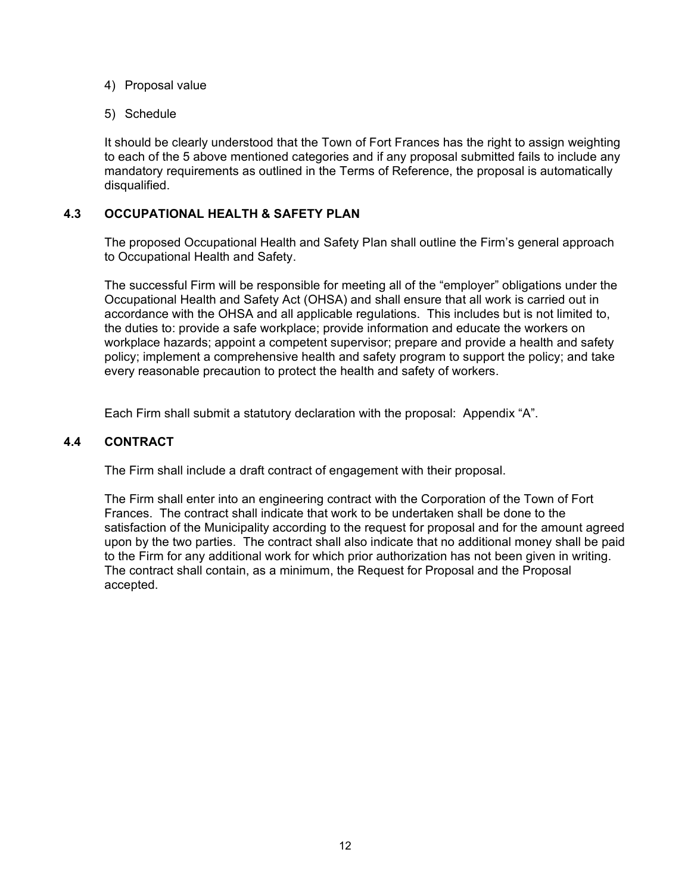4) Proposal value

5) Schedule

It should be clearly understood that the Town of Fort Frances has the right to assign weighting to each of the 5 above mentioned categories and if any proposal submitted fails to include any mandatory requirements as outlined in the Terms of Reference, the proposal is automatically disqualified.

## 4.3 OCCUPATIONAL HEALTH & SAFETY PLAN

The proposed Occupational Health and Safety Plan shall outline the Firm's general approach to Occupational Health and Safety.

The successful Firm will be responsible for meeting all of the "employer" obligations under the Occupational Health and Safety Act (OHSA) and shall ensure that all work is carried out in accordance with the OHSA and all applicable regulations. This includes but is not limited to, the duties to: provide a safe workplace; provide information and educate the workers on workplace hazards; appoint a competent supervisor; prepare and provide a health and safety policy; implement a comprehensive health and safety program to support the policy; and take every reasonable precaution to protect the health and safety of workers.

Each Firm shall submit a statutory declaration with the proposal: Appendix "A".

## 4.4 CONTRACT

The Firm shall include a draft contract of engagement with their proposal.

The Firm shall enter into an engineering contract with the Corporation of the Town of Fort Frances. The contract shall indicate that work to be undertaken shall be done to the satisfaction of the Municipality according to the request for proposal and for the amount agreed upon by the two parties. The contract shall also indicate that no additional money shall be paid to the Firm for any additional work for which prior authorization has not been given in writing. The contract shall contain, as a minimum, the Request for Proposal and the Proposal accepted.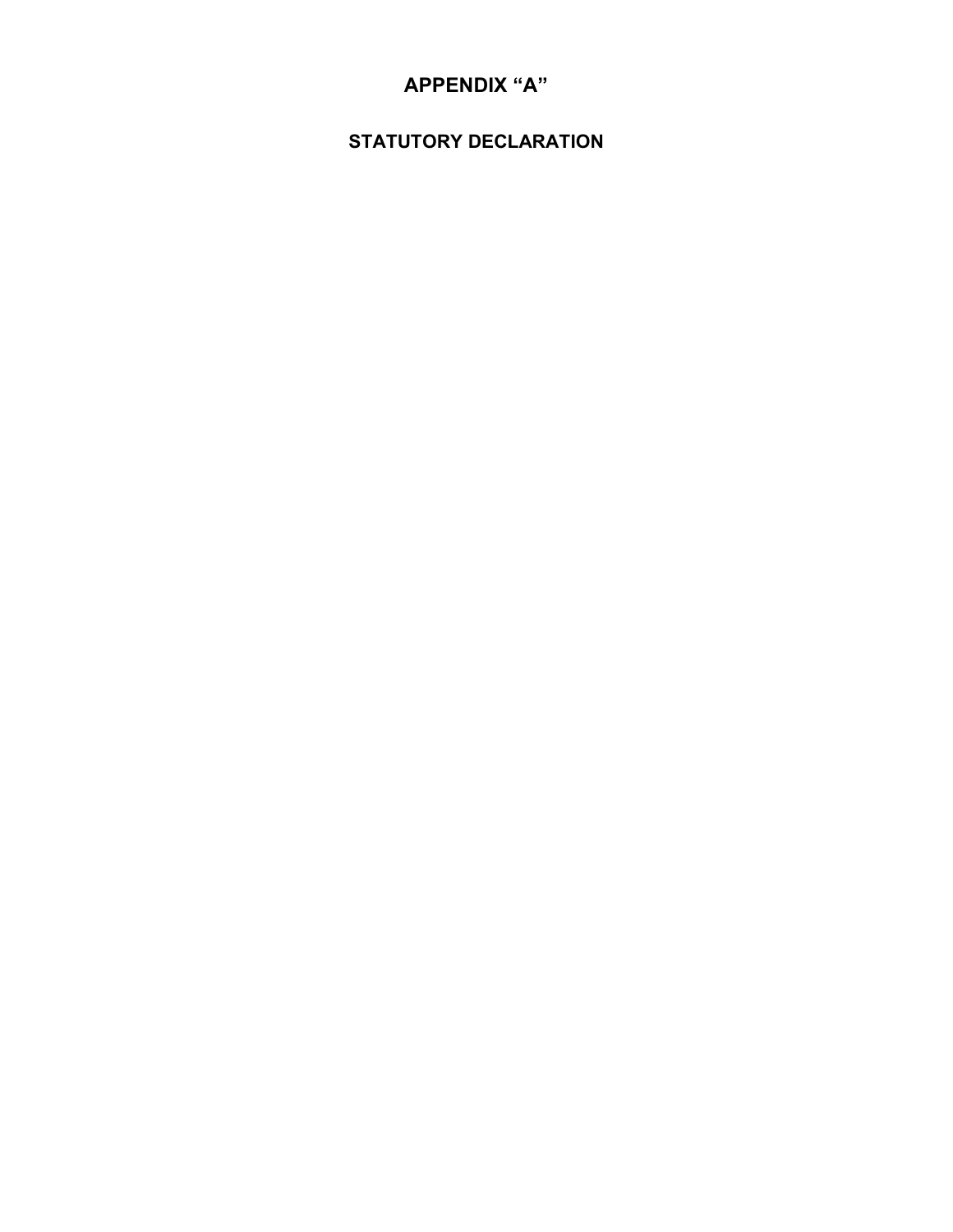# APPENDIX “A”

## STATUTORY DECLARATION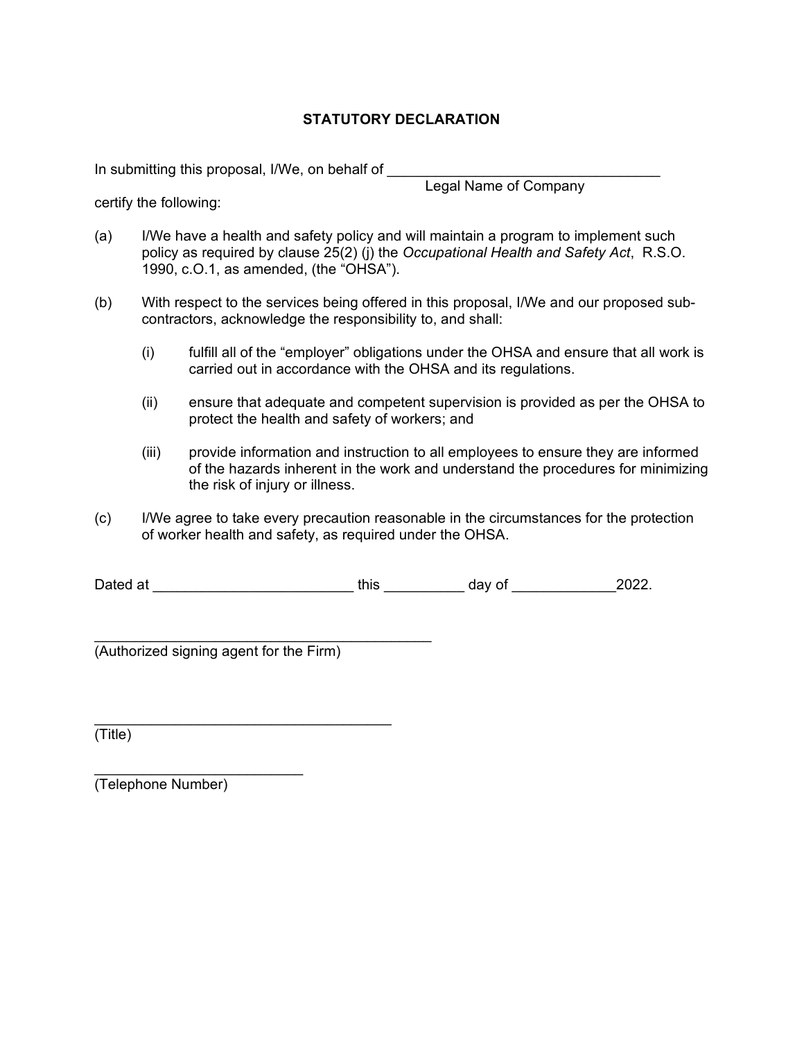# STATUTORY DECLARATION

In submitting this proposal, I/We, on behalf of ___________________________________
Legal Name of Company

certify the following:

(a) I/We have a health and safety policy and will maintain a program to implement such policy as required by clause 25(2) (j) the *Occupational Health and Safety Act*, R.S.O. 1990, c.O.1, as amended, (the "OHSA").

(b) With respect to the services being offered in this proposal, I/We and our proposed sub-contractors, acknowledge the responsibility to, and shall:

(i) fulfill all of the "employer" obligations under the OHSA and ensure that all work is carried out in accordance with the OHSA and its regulations.

(ii) ensure that adequate and competent supervision is provided as per the OHSA to protect the health and safety of workers; and

(iii) provide information and instruction to all employees to ensure they are informed of the hazards inherent in the work and understand the procedures for minimizing the risk of injury or illness.

(c) I/We agree to take every precaution reasonable in the circumstances for the protection of worker health and safety, as required under the OHSA.

Dated at _________________________ this __________ day of _____________2022.

___________________________________________
(Authorized signing agent for the Firm)

_____________________________________
(Title)

__________________________
(Telephone Number)